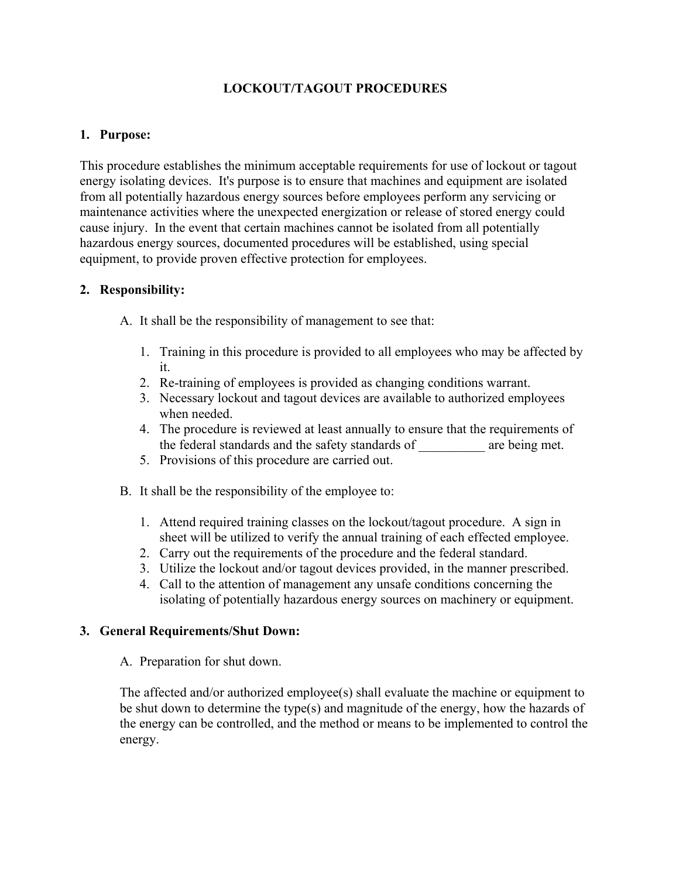# LOCKOUT/TAGOUT PROCEDURES

## 1. Purpose:

This procedure establishes the minimum acceptable requirements for use of lockout or tagout energy isolating devices. It's purpose is to ensure that machines and equipment are isolated from all potentially hazardous energy sources before employees perform any servicing or maintenance activities where the unexpected energization or release of stored energy could cause injury. In the event that certain machines cannot be isolated from all potentially hazardous energy sources, documented procedures will be established, using special equipment, to provide proven effective protection for employees.

## 2. Responsibility:

A. It shall be the responsibility of management to see that:

1. Training in this procedure is provided to all employees who may be affected by it.
2. Re-training of employees is provided as changing conditions warrant.
3. Necessary lockout and tagout devices are available to authorized employees when needed.
4. The procedure is reviewed at least annually to ensure that the requirements of the federal standards and the safety standards of __________ are being met.
5. Provisions of this procedure are carried out.

B. It shall be the responsibility of the employee to:

1. Attend required training classes on the lockout/tagout procedure. A sign in sheet will be utilized to verify the annual training of each effected employee.
2. Carry out the requirements of the procedure and the federal standard.
3. Utilize the lockout and/or tagout devices provided, in the manner prescribed.
4. Call to the attention of management any unsafe conditions concerning the isolating of potentially hazardous energy sources on machinery or equipment.

## 3. General Requirements/Shut Down:

A. Preparation for shut down.

The affected and/or authorized employee(s) shall evaluate the machine or equipment to be shut down to determine the type(s) and magnitude of the energy, how the hazards of the energy can be controlled, and the method or means to be implemented to control the energy.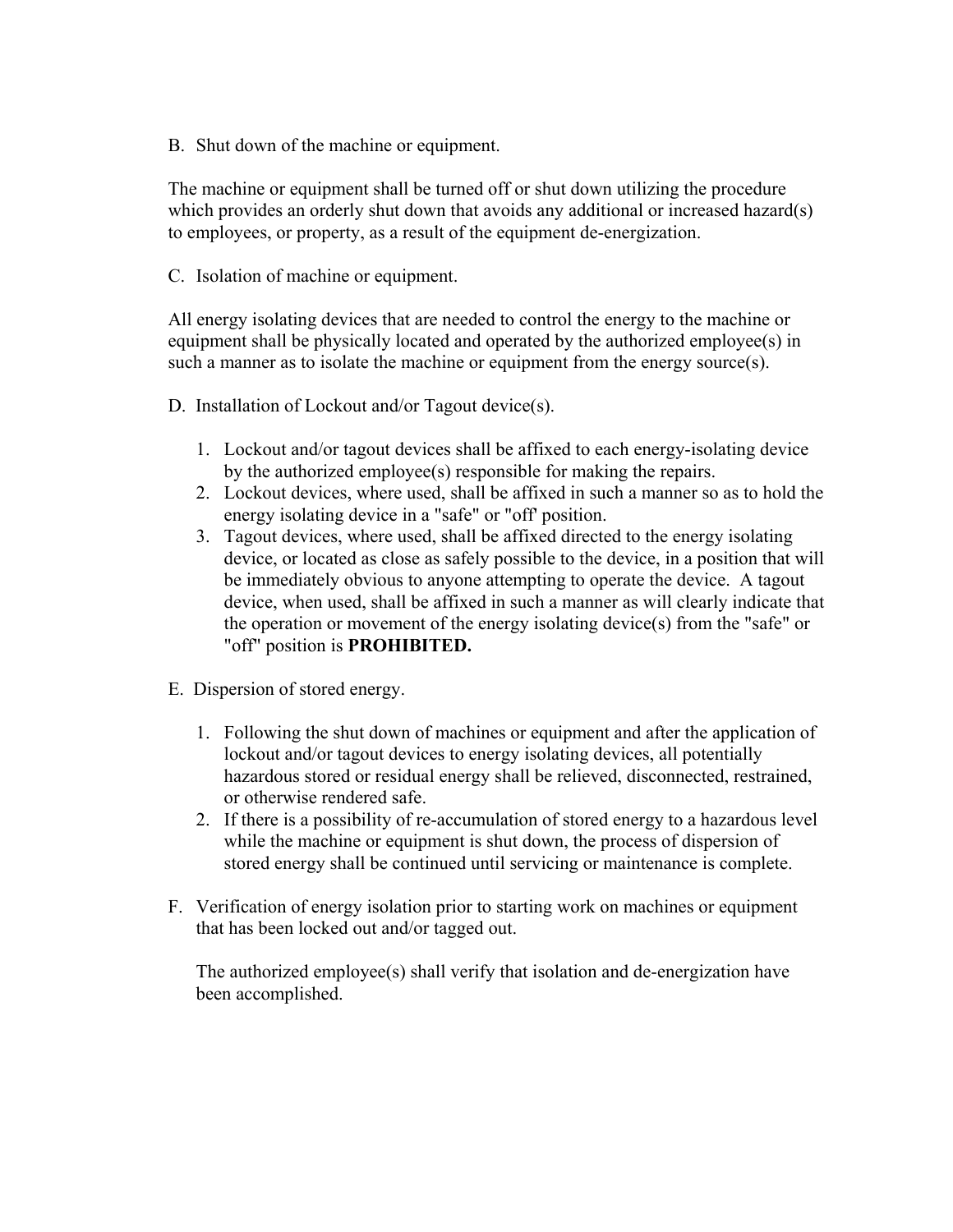B. Shut down of the machine or equipment.

The machine or equipment shall be turned off or shut down utilizing the procedure which provides an orderly shut down that avoids any additional or increased hazard(s) to employees, or property, as a result of the equipment de-energization.

C. Isolation of machine or equipment.

All energy isolating devices that are needed to control the energy to the machine or equipment shall be physically located and operated by the authorized employee(s) in such a manner as to isolate the machine or equipment from the energy source(s).

D. Installation of Lockout and/or Tagout device(s).

1. Lockout and/or tagout devices shall be affixed to each energy-isolating device by the authorized employee(s) responsible for making the repairs.
2. Lockout devices, where used, shall be affixed in such a manner so as to hold the energy isolating device in a "safe" or "off' position.
3. Tagout devices, where used, shall be affixed directed to the energy isolating device, or located as close as safely possible to the device, in a position that will be immediately obvious to anyone attempting to operate the device. A tagout device, when used, shall be affixed in such a manner as will clearly indicate that the operation or movement of the energy isolating device(s) from the "safe" or "off" position is **PROHIBITED.**

E. Dispersion of stored energy.

1. Following the shut down of machines or equipment and after the application of lockout and/or tagout devices to energy isolating devices, all potentially hazardous stored or residual energy shall be relieved, disconnected, restrained, or otherwise rendered safe.
2. If there is a possibility of re-accumulation of stored energy to a hazardous level while the machine or equipment is shut down, the process of dispersion of stored energy shall be continued until servicing or maintenance is complete.

F. Verification of energy isolation prior to starting work on machines or equipment that has been locked out and/or tagged out.

The authorized employee(s) shall verify that isolation and de-energization have been accomplished.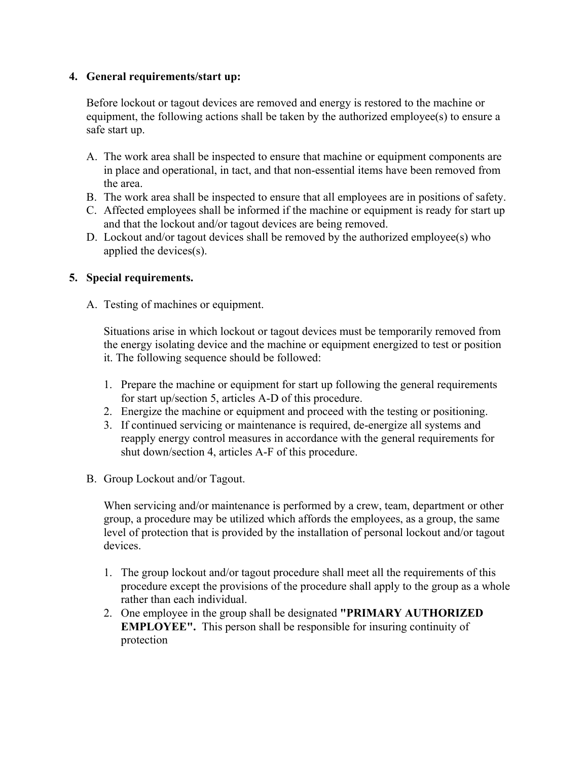## 4. General requirements/start up:

Before lockout or tagout devices are removed and energy is restored to the machine or equipment, the following actions shall be taken by the authorized employee(s) to ensure a safe start up.

A. The work area shall be inspected to ensure that machine or equipment components are in place and operational, in tact, and that non-essential items have been removed from the area.
B. The work area shall be inspected to ensure that all employees are in positions of safety.
C. Affected employees shall be informed if the machine or equipment is ready for start up and that the lockout and/or tagout devices are being removed.
D. Lockout and/or tagout devices shall be removed by the authorized employee(s) who applied the devices(s).

## 5. Special requirements.

A. Testing of machines or equipment.

   Situations arise in which lockout or tagout devices must be temporarily removed from the energy isolating device and the machine or equipment energized to test or position it. The following sequence should be followed:

   1. Prepare the machine or equipment for start up following the general requirements for start up/section 5, articles A-D of this procedure.
   2. Energize the machine or equipment and proceed with the testing or positioning.
   3. If continued servicing or maintenance is required, de-energize all systems and reapply energy control measures in accordance with the general requirements for shut down/section 4, articles A-F of this procedure.

B. Group Lockout and/or Tagout.

   When servicing and/or maintenance is performed by a crew, team, department or other group, a procedure may be utilized which affords the employees, as a group, the same level of protection that is provided by the installation of personal lockout and/or tagout devices.

   1. The group lockout and/or tagout procedure shall meet all the requirements of this procedure except the provisions of the procedure shall apply to the group as a whole rather than each individual.
   2. One employee in the group shall be designated **"PRIMARY AUTHORIZED EMPLOYEE".** This person shall be responsible for insuring continuity of protection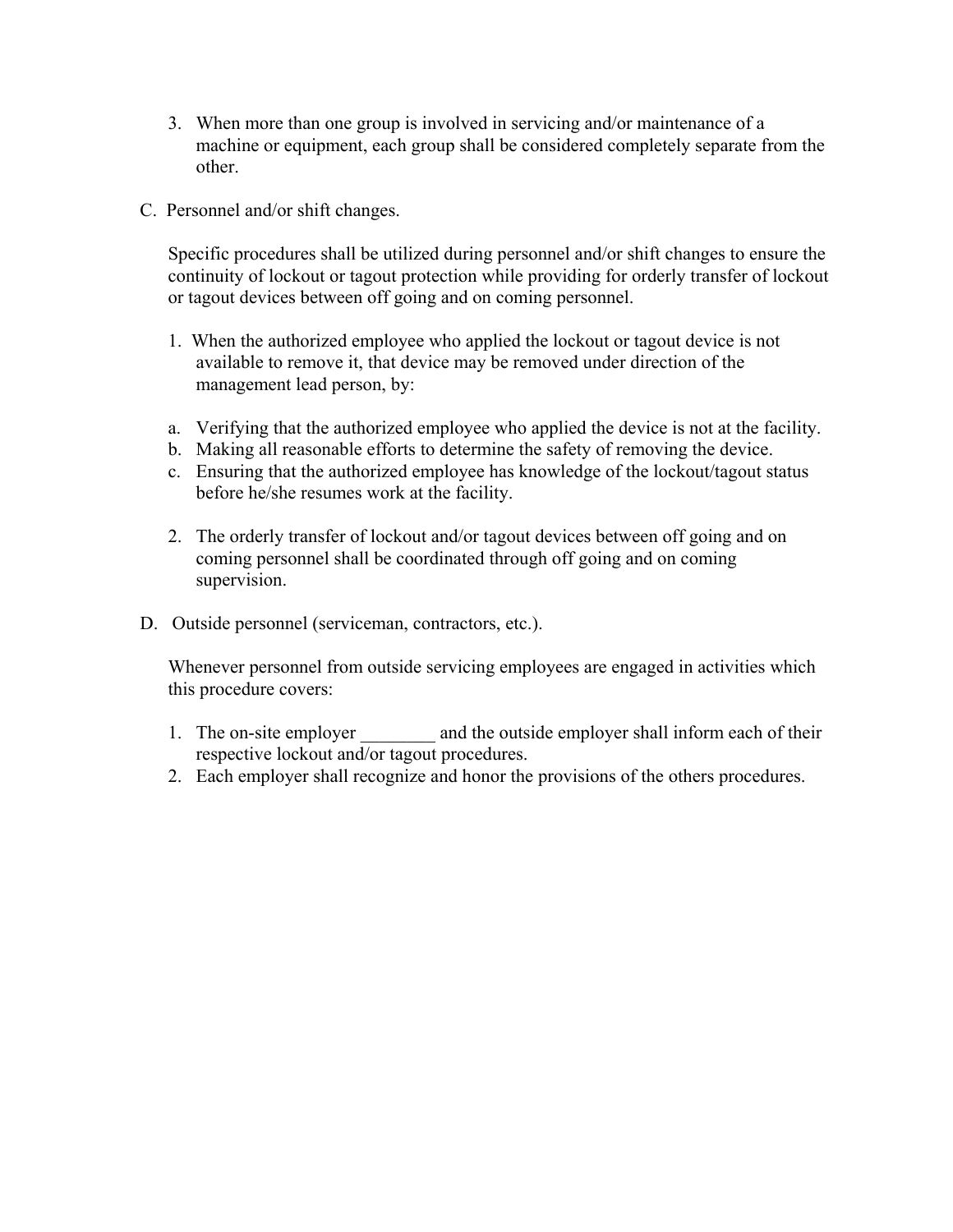3. When more than one group is involved in servicing and/or maintenance of a machine or equipment, each group shall be considered completely separate from the other.

C. Personnel and/or shift changes.

Specific procedures shall be utilized during personnel and/or shift changes to ensure the continuity of lockout or tagout protection while providing for orderly transfer of lockout or tagout devices between off going and on coming personnel.

1. When the authorized employee who applied the lockout or tagout device is not available to remove it, that device may be removed under direction of the management lead person, by:

   a. Verifying that the authorized employee who applied the device is not at the facility.
   b. Making all reasonable efforts to determine the safety of removing the device.
   c. Ensuring that the authorized employee has knowledge of the lockout/tagout status before he/she resumes work at the facility.

2. The orderly transfer of lockout and/or tagout devices between off going and on coming personnel shall be coordinated through off going and on coming supervision.

D. Outside personnel (serviceman, contractors, etc.).

Whenever personnel from outside servicing employees are engaged in activities which this procedure covers:

1. The on-site employer ________ and the outside employer shall inform each of their respective lockout and/or tagout procedures.
2. Each employer shall recognize and honor the provisions of the others procedures.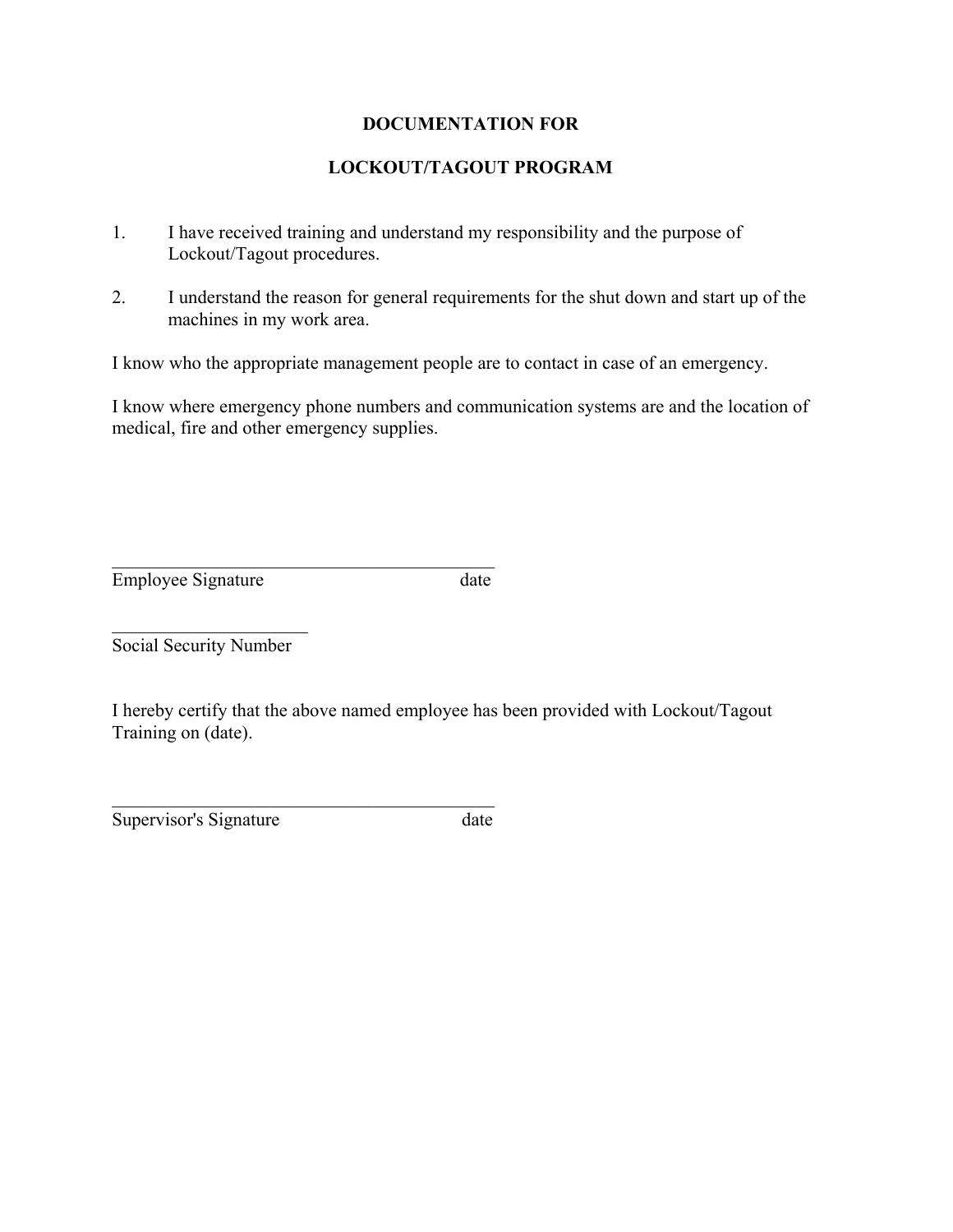# DOCUMENTATION FOR

# LOCKOUT/TAGOUT PROGRAM

1. I have received training and understand my responsibility and the purpose of Lockout/Tagout procedures.

2. I understand the reason for general requirements for the shut down and start up of the machines in my work area.

I know who the appropriate management people are to contact in case of an emergency.

I know where emergency phone numbers and communication systems are and the location of medical, fire and other emergency supplies.

\_\_\_\_\_\_\_\_\_\_\_\_\_\_\_\_\_\_\_\_\_\_\_\_\_\_\_\_\_\_\_\_\_\_\_\_\_\_\_\_

Employee Signature date

\_\_\_\_\_\_\_\_\_\_\_\_\_\_\_\_\_\_\_\_\_\_

Social Security Number

I hereby certify that the above named employee has been provided with Lockout/Tagout Training on (date).

\_\_\_\_\_\_\_\_\_\_\_\_\_\_\_\_\_\_\_\_\_\_\_\_\_\_\_\_\_\_\_\_\_\_\_\_\_\_\_\_

Supervisor's Signature date